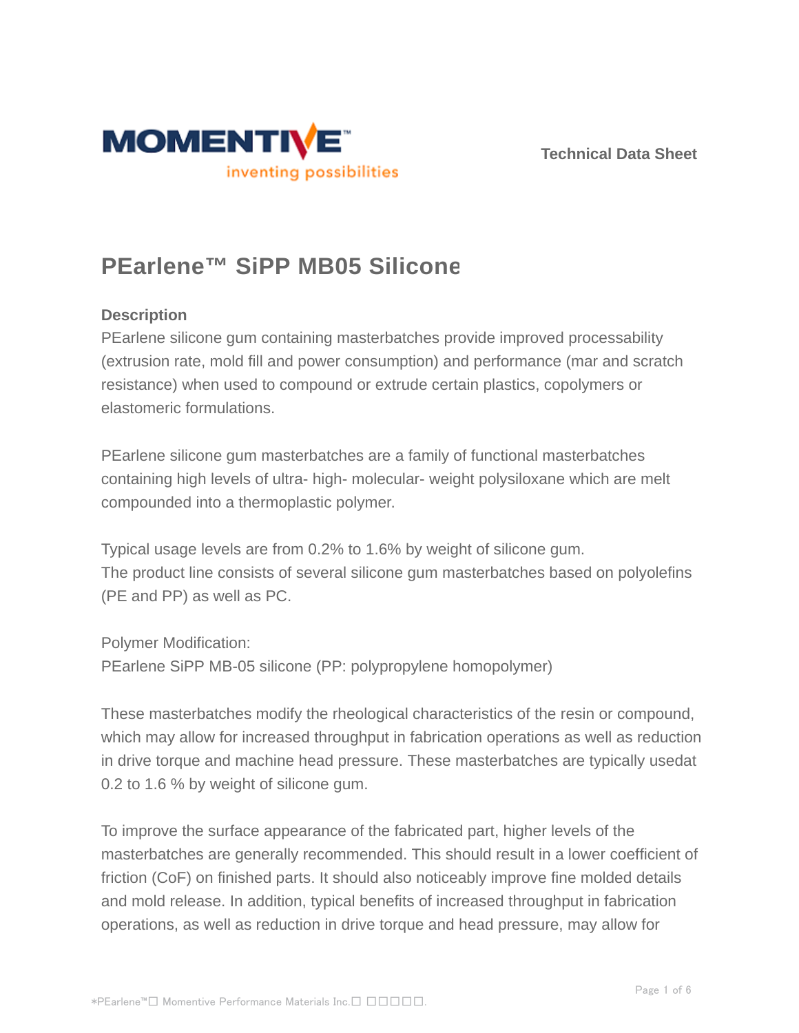Technical Data Sheet

# PEarlene™ SiPP MB05 Silicone

### Description

PEarlene silicone gum containing masterbatches provide improved processability (extrusion rate, mold fill and power consumption) and performance (mar and scratch resistance) when used to compound or extrude certain plastics, copolymers or elastomeric formulations.

PEarlene silicone gum masterbatches are a family of functional masterbatches containing high levels of ultra- high- molecular- weight polysiloxane which are melt compounded into a thermoplastic polymer.

Typical usage levels are from 0.2% to 1.6% by weight of silicone gum.
The product line consists of several silicone gum masterbatches based on polyolefins (PE and PP) as well as PC.

Polymer Modification:
PEarlene SiPP MB-05 silicone (PP: polypropylene homopolymer)

These masterbatches modify the rheological characteristics of the resin or compound, which may allow for increased throughput in fabrication operations as well as reduction in drive torque and machine head pressure. These masterbatches are typically usedat 0.2 to 1.6 % by weight of silicone gum.

To improve the surface appearance of the fabricated part, higher levels of the masterbatches are generally recommended. This should result in a lower coefficient of friction (CoF) on finished parts. It should also noticeably improve fine molded details and mold release. In addition, typical benefits of increased throughput in fabrication operations, as well as reduction in drive torque and head pressure, may allow for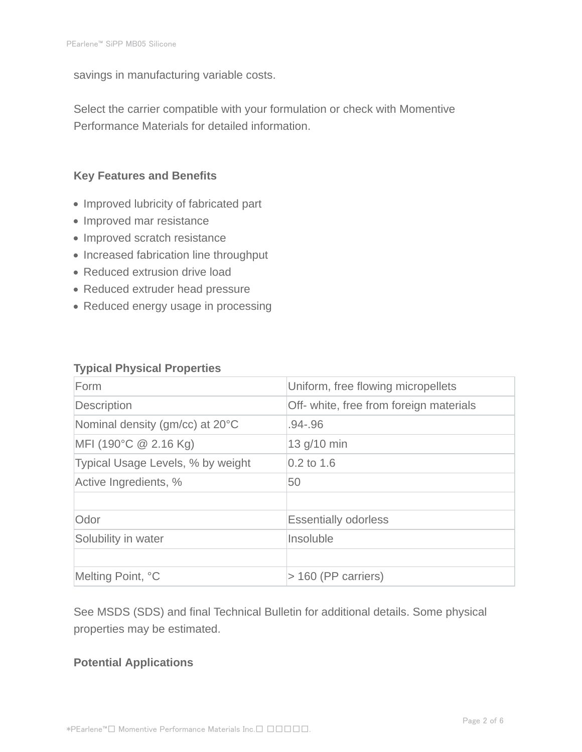savings in manufacturing variable costs.

Select the carrier compatible with your formulation or check with Momentive Performance Materials for detailed information.

## Key Features and Benefits

- Improved lubricity of fabricated part
- Improved mar resistance
- Improved scratch resistance
- Increased fabrication line throughput
- Reduced extrusion drive load
- Reduced extruder head pressure
- Reduced energy usage in processing

## Typical Physical Properties

| | |
|---|---|
| Form | Uniform, free flowing micropellets |
| Description | Off- white, free from foreign materials |
| Nominal density (gm/cc) at 20°C | .94-.96 |
| MFI (190°C @ 2.16 Kg) | 13 g/10 min |
| Typical Usage Levels, % by weight | 0.2 to 1.6 |
| Active Ingredients, % | 50 |
| | |
| Odor | Essentially odorless |
| Solubility in water | Insoluble |
| | |
| Melting Point, °C | > 160 (PP carriers) |

See MSDS (SDS) and final Technical Bulletin for additional details. Some physical properties may be estimated.

## Potential Applications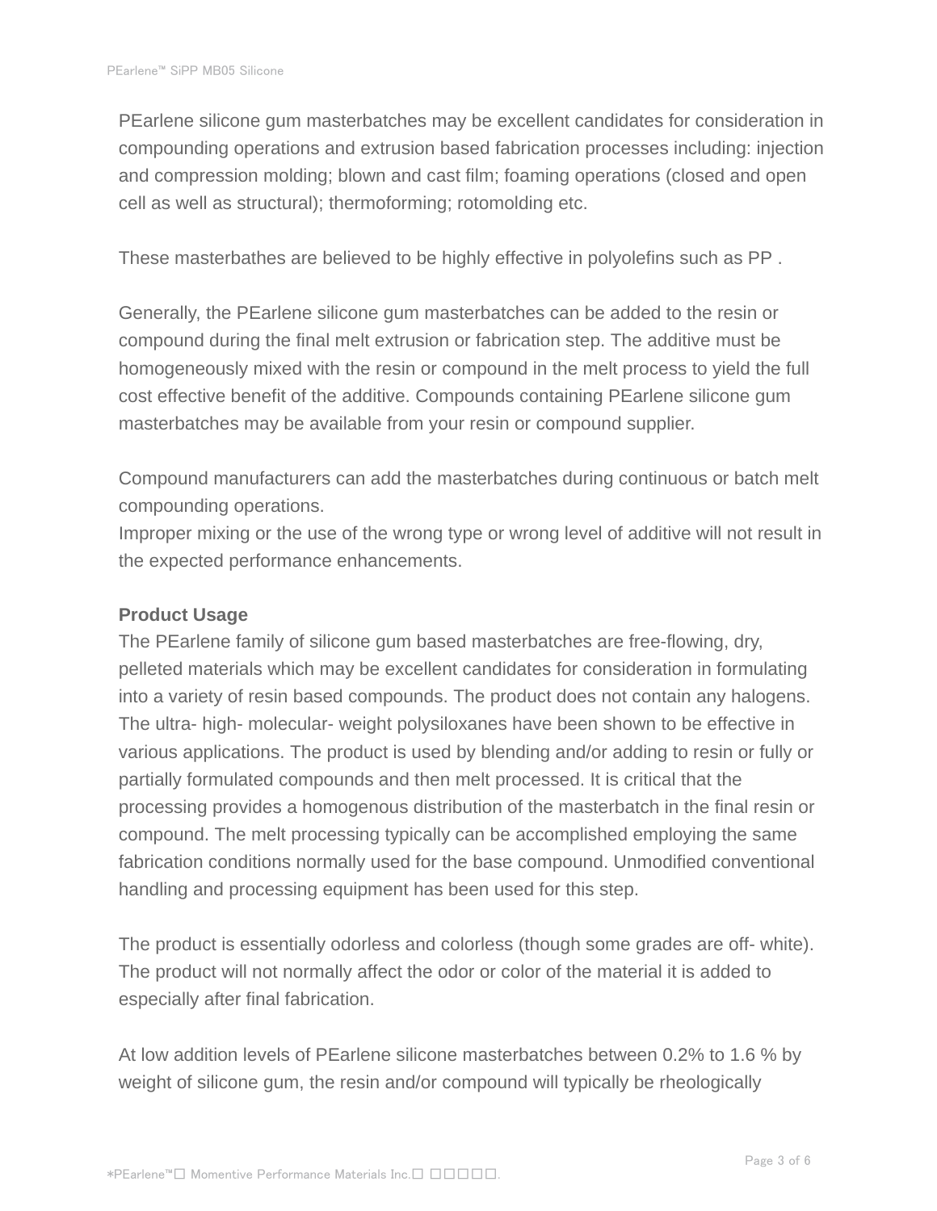PEarlene silicone gum masterbatches may be excellent candidates for consideration in compounding operations and extrusion based fabrication processes including: injection and compression molding; blown and cast film; foaming operations (closed and open cell as well as structural); thermoforming; rotomolding etc.

These masterbathes are believed to be highly effective in polyolefins such as PP .

Generally, the PEarlene silicone gum masterbatches can be added to the resin or compound during the final melt extrusion or fabrication step. The additive must be homogeneously mixed with the resin or compound in the melt process to yield the full cost effective benefit of the additive. Compounds containing PEarlene silicone gum masterbatches may be available from your resin or compound supplier.

Compound manufacturers can add the masterbatches during continuous or batch melt compounding operations.
Improper mixing or the use of the wrong type or wrong level of additive will not result in the expected performance enhancements.

**Product Usage**
The PEarlene family of silicone gum based masterbatches are free-flowing, dry, pelleted materials which may be excellent candidates for consideration in formulating into a variety of resin based compounds. The product does not contain any halogens. The ultra- high- molecular- weight polysiloxanes have been shown to be effective in various applications. The product is used by blending and/or adding to resin or fully or partially formulated compounds and then melt processed. It is critical that the processing provides a homogenous distribution of the masterbatch in the final resin or compound. The melt processing typically can be accomplished employing the same fabrication conditions normally used for the base compound. Unmodified conventional handling and processing equipment has been used for this step.

The product is essentially odorless and colorless (though some grades are off- white). The product will not normally affect the odor or color of the material it is added to especially after final fabrication.

At low addition levels of PEarlene silicone masterbatches between 0.2% to 1.6 % by weight of silicone gum, the resin and/or compound will typically be rheologically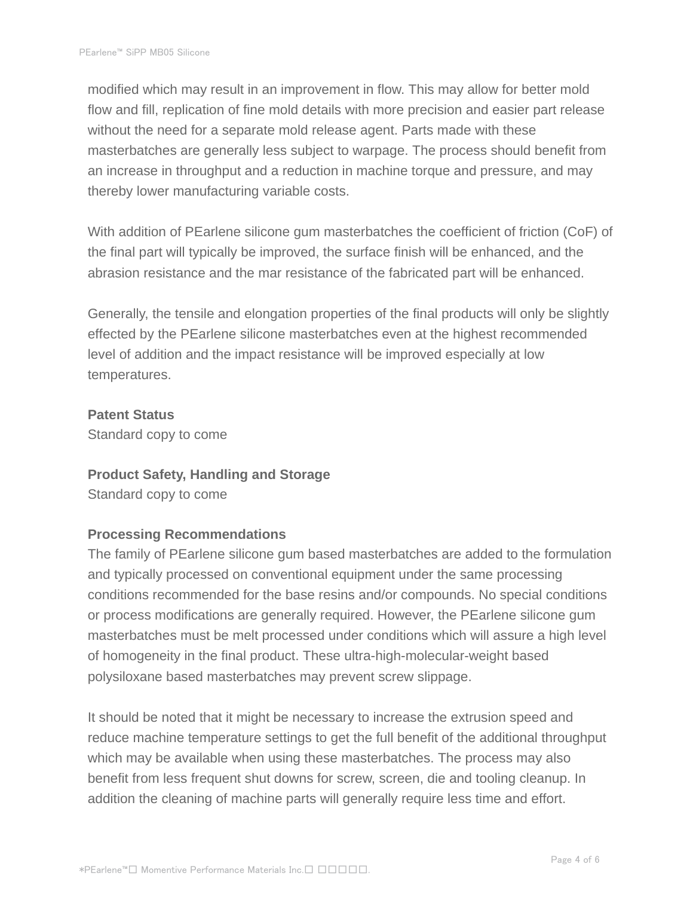modified which may result in an improvement in flow. This may allow for better mold flow and fill, replication of fine mold details with more precision and easier part release without the need for a separate mold release agent. Parts made with these masterbatches are generally less subject to warpage. The process should benefit from an increase in throughput and a reduction in machine torque and pressure, and may thereby lower manufacturing variable costs.

With addition of PEarlene silicone gum masterbatches the coefficient of friction (CoF) of the final part will typically be improved, the surface finish will be enhanced, and the abrasion resistance and the mar resistance of the fabricated part will be enhanced.

Generally, the tensile and elongation properties of the final products will only be slightly effected by the PEarlene silicone masterbatches even at the highest recommended level of addition and the impact resistance will be improved especially at low temperatures.

**Patent Status**
Standard copy to come

**Product Safety, Handling and Storage**
Standard copy to come

**Processing Recommendations**
The family of PEarlene silicone gum based masterbatches are added to the formulation and typically processed on conventional equipment under the same processing conditions recommended for the base resins and/or compounds. No special conditions or process modifications are generally required. However, the PEarlene silicone gum masterbatches must be melt processed under conditions which will assure a high level of homogeneity in the final product. These ultra-high-molecular-weight based polysiloxane based masterbatches may prevent screw slippage.

It should be noted that it might be necessary to increase the extrusion speed and reduce machine temperature settings to get the full benefit of the additional throughput which may be available when using these masterbatches. The process may also benefit from less frequent shut downs for screw, screen, die and tooling cleanup. In addition the cleaning of machine parts will generally require less time and effort.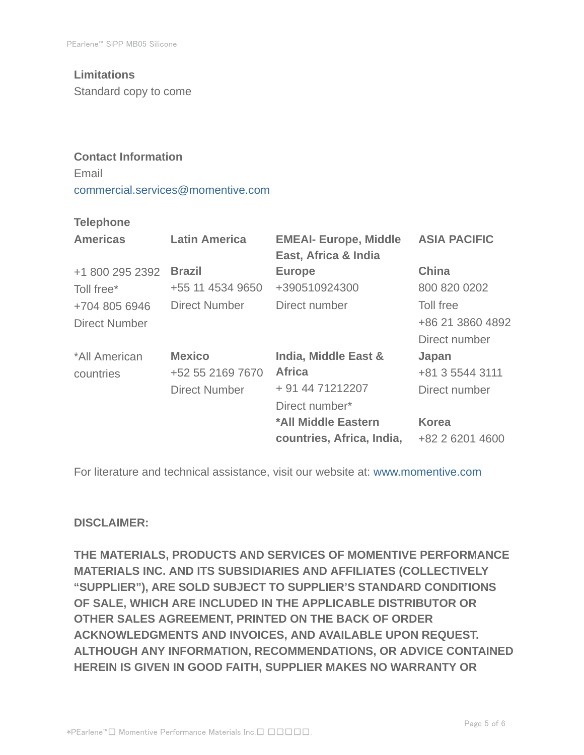### Limitations

Standard copy to come

### Contact Information

Email

commercial.services@momentive.com

#### Telephone

| Americas | Latin America | EMEAI- Europe, Middle East, Africa & India | ASIA PACIFIC |
|---|---|---|---|
| +1 800 295 2392<br>Toll free*<br>+704 805 6946<br>Direct Number | **Brazil**<br>+55 11 4534 9650<br>Direct Number | **Europe**<br>+390510924300<br>Direct number | **China**<br>800 820 0202<br>Toll free<br>+86 21 3860 4892<br>Direct number |
| *All American countries | **Mexico**<br>+52 55 2169 7670<br>Direct Number | **India, Middle East & Africa**<br>+ 91 44 71212207<br>Direct number* | **Japan**<br>+81 3 5544 3111<br>Direct number |
| | | ***All Middle Eastern countries, Africa, India,** | **Korea**<br>+82 2 6201 4600 |

For literature and technical assistance, visit our website at: www.momentive.com

**DISCLAIMER:**

**THE MATERIALS, PRODUCTS AND SERVICES OF MOMENTIVE PERFORMANCE MATERIALS INC. AND ITS SUBSIDIARIES AND AFFILIATES (COLLECTIVELY "SUPPLIER"), ARE SOLD SUBJECT TO SUPPLIER'S STANDARD CONDITIONS OF SALE, WHICH ARE INCLUDED IN THE APPLICABLE DISTRIBUTOR OR OTHER SALES AGREEMENT, PRINTED ON THE BACK OF ORDER ACKNOWLEDGMENTS AND INVOICES, AND AVAILABLE UPON REQUEST. ALTHOUGH ANY INFORMATION, RECOMMENDATIONS, OR ADVICE CONTAINED HEREIN IS GIVEN IN GOOD FAITH, SUPPLIER MAKES NO WARRANTY OR**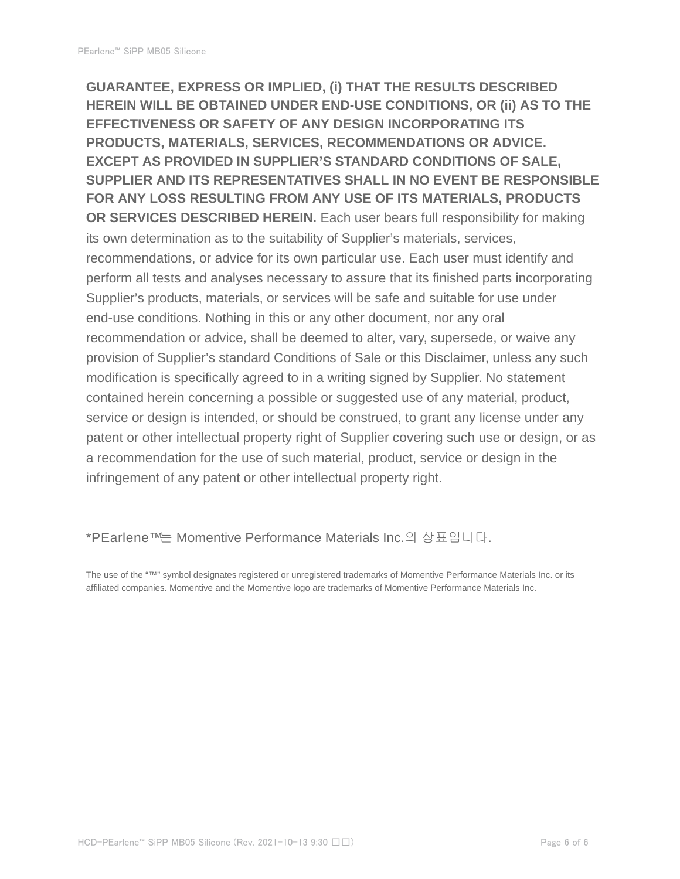**GUARANTEE, EXPRESS OR IMPLIED, (i) THAT THE RESULTS DESCRIBED HEREIN WILL BE OBTAINED UNDER END-USE CONDITIONS, OR (ii) AS TO THE EFFECTIVENESS OR SAFETY OF ANY DESIGN INCORPORATING ITS PRODUCTS, MATERIALS, SERVICES, RECOMMENDATIONS OR ADVICE. EXCEPT AS PROVIDED IN SUPPLIER'S STANDARD CONDITIONS OF SALE, SUPPLIER AND ITS REPRESENTATIVES SHALL IN NO EVENT BE RESPONSIBLE FOR ANY LOSS RESULTING FROM ANY USE OF ITS MATERIALS, PRODUCTS OR SERVICES DESCRIBED HEREIN.** Each user bears full responsibility for making its own determination as to the suitability of Supplier's materials, services, recommendations, or advice for its own particular use. Each user must identify and perform all tests and analyses necessary to assure that its finished parts incorporating Supplier's products, materials, or services will be safe and suitable for use under end-use conditions. Nothing in this or any other document, nor any oral recommendation or advice, shall be deemed to alter, vary, supersede, or waive any provision of Supplier's standard Conditions of Sale or this Disclaimer, unless any such modification is specifically agreed to in a writing signed by Supplier. No statement contained herein concerning a possible or suggested use of any material, product, service or design is intended, or should be construed, to grant any license under any patent or other intellectual property right of Supplier covering such use or design, or as a recommendation for the use of such material, product, service or design in the infringement of any patent or other intellectual property right.

*PEarlene™는 Momentive Performance Materials Inc.의 상표입니다.

The use of the "™" symbol designates registered or unregistered trademarks of Momentive Performance Materials Inc. or its affiliated companies. Momentive and the Momentive logo are trademarks of Momentive Performance Materials Inc.